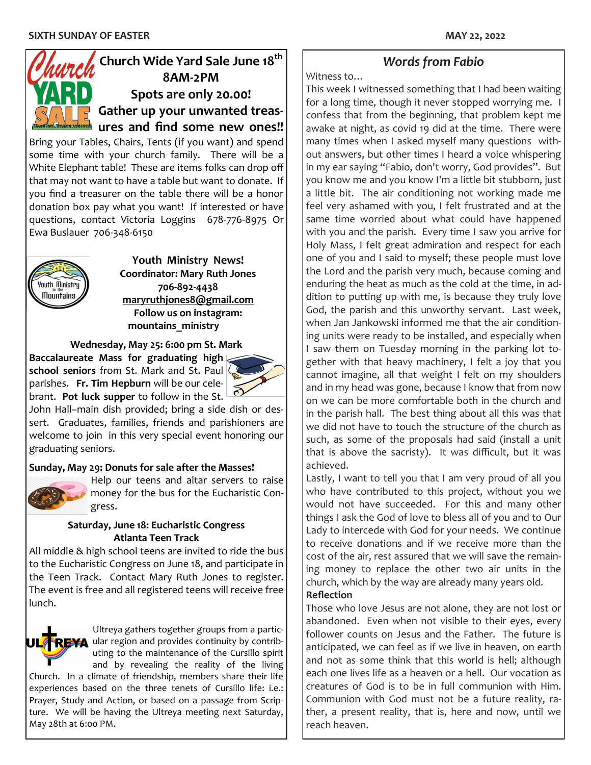## Church Wide Yard Sale June 18th 8AM-2PM

**Spots are only 20.00!**

**Gather up your unwanted treasures and find some new ones!!**

Bring your Tables, Chairs, Tents (if you want) and spend some time with your church family. There will be a White Elephant table! These are items folks can drop off that may not want to have a table but want to donate. If you find a treasurer on the table there will be a honor donation box pay what you want! If interested or have questions, contact Victoria Loggins 678-776-8975 Or Ewa Buslauer 706-348-6150

## Youth Ministry News!

**Coordinator: Mary Ruth Jones**
**706-892-4438**
**maryruthjones8@gmail.com**
**Follow us on instagram: mountains_ministry**

**Wednesday, May 25: 6:00 pm St. Mark**

**Baccalaureate Mass for graduating high school seniors** from St. Mark and St. Paul parishes. **Fr. Tim Hepburn** will be our celebrant. **Pot luck supper** to follow in the St. John Hall–main dish provided; bring a side dish or dessert. Graduates, families, friends and parishioners are welcome to join in this very special event honoring our graduating seniors.

**Sunday, May 29: Donuts for sale after the Masses!**

Help our teens and altar servers to raise money for the bus for the Eucharistic Congress.

**Saturday, June 18: Eucharistic Congress Atlanta Teen Track**

All middle & high school teens are invited to ride the bus to the Eucharistic Congress on June 18, and participate in the Teen Track. Contact Mary Ruth Jones to register. The event is free and all registered teens will receive free lunch.

Ultreya gathers together groups from a particular region and provides continuity by contributing to the maintenance of the Cursillo spirit and by revealing the reality of the living Church. In a climate of friendship, members share their life experiences based on the three tenets of Cursillo life: i.e.: Prayer, Study and Action, or based on a passage from Scripture. We will be having the Ultreya meeting next Saturday, May 28th at 6:00 PM.

## *Words from Fabio*

Witness to…

This week I witnessed something that I had been waiting for a long time, though it never stopped worrying me. I confess that from the beginning, that problem kept me awake at night, as covid 19 did at the time. There were many times when I asked myself many questions without answers, but other times I heard a voice whispering in my ear saying "Fabio, don't worry, God provides". But you know me and you know I'm a little bit stubborn, just a little bit. The air conditioning not working made me feel very ashamed with you, I felt frustrated and at the same time worried about what could have happened with you and the parish. Every time I saw you arrive for Holy Mass, I felt great admiration and respect for each one of you and I said to myself; these people must love the Lord and the parish very much, because coming and enduring the heat as much as the cold at the time, in addition to putting up with me, is because they truly love God, the parish and this unworthy servant. Last week, when Jan Jankowski informed me that the air conditioning units were ready to be installed, and especially when I saw them on Tuesday morning in the parking lot together with that heavy machinery, I felt a joy that you cannot imagine, all that weight I felt on my shoulders and in my head was gone, because I know that from now on we can be more comfortable both in the church and in the parish hall. The best thing about all this was that we did not have to touch the structure of the church as such, as some of the proposals had said (install a unit that is above the sacristy). It was difficult, but it was achieved.

Lastly, I want to tell you that I am very proud of all you who have contributed to this project, without you we would not have succeeded. For this and many other things I ask the God of love to bless all of you and to Our Lady to intercede with God for your needs. We continue to receive donations and if we receive more than the cost of the air, rest assured that we will save the remaining money to replace the other two air units in the church, which by the way are already many years old.

**Reflection**

Those who love Jesus are not alone, they are not lost or abandoned. Even when not visible to their eyes, every follower counts on Jesus and the Father. The future is anticipated, we can feel as if we live in heaven, on earth and not as some think that this world is hell; although each one lives life as a heaven or a hell. Our vocation as creatures of God is to be in full communion with Him. Communion with God must not be a future reality, rather, a present reality, that is, here and now, until we reach heaven.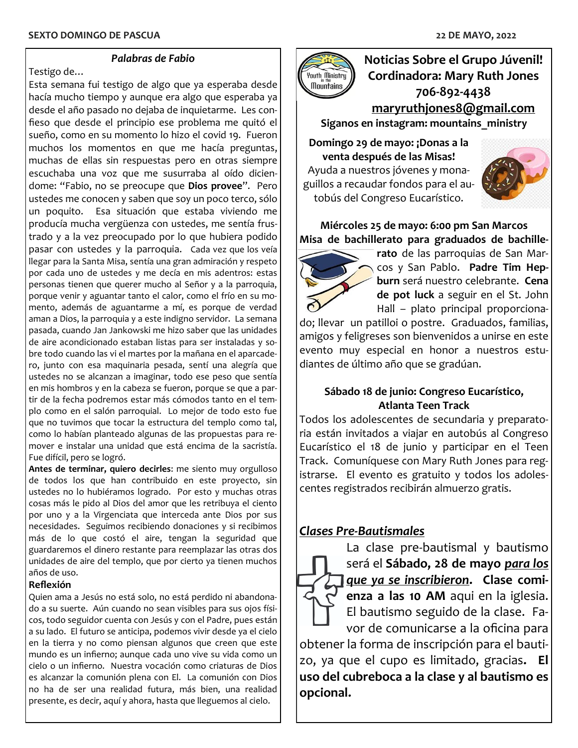### *Palabras de Fabio*

Testigo de…

Esta semana fui testigo de algo que ya esperaba desde hacía mucho tiempo y aunque era algo que esperaba ya desde el año pasado no dejaba de inquietarme. Les confieso que desde el principio ese problema me quitó el sueño, como en su momento lo hizo el covid 19. Fueron muchos los momentos en que me hacía preguntas, muchas de ellas sin respuestas pero en otras siempre escuchaba una voz que me susurraba al oído diciendome: "Fabio, no se preocupe que **Dios provee**". Pero ustedes me conocen y saben que soy un poco terco, sólo un poquito. Esa situación que estaba viviendo me producía mucha vergüenza con ustedes, me sentía frustrado y a la vez preocupado por lo que hubiera podido pasar con ustedes y la parroquia. Cada vez que los veía llegar para la Santa Misa, sentía una gran admiración y respeto por cada uno de ustedes y me decía en mis adentros: estas personas tienen que querer mucho al Señor y a la parroquia, porque venir y aguantar tanto el calor, como el frío en su momento, además de aguantarme a mí, es porque de verdad aman a Dios, la parroquia y a este indigno servidor. La semana pasada, cuando Jan Jankowski me hizo saber que las unidades de aire acondicionado estaban listas para ser instaladas y sobre todo cuando las vi el martes por la mañana en el aparcadero, junto con esa maquinaria pesada, sentí una alegría que ustedes no se alcanzan a imaginar, todo ese peso que sentía en mis hombros y en la cabeza se fueron, porque se que a partir de la fecha podremos estar más cómodos tanto en el templo como en el salón parroquial. Lo mejor de todo esto fue que no tuvimos que tocar la estructura del templo como tal, como lo habían planteado algunas de las propuestas para remover e instalar una unidad que está encima de la sacristía. Fue difícil, pero se logró.

**Antes de terminar, quiero decirles**: me siento muy orgulloso de todos los que han contribuido en este proyecto, sin ustedes no lo hubiéramos logrado. Por esto y muchas otras cosas más le pido al Dios del amor que les retribuya el ciento por uno y a la Virgenciata que interceda ante Dios por sus necesidades. Seguimos recibiendo donaciones y si recibimos más de lo que costó el aire, tengan la seguridad que guardaremos el dinero restante para reemplazar las otras dos unidades de aire del templo, que por cierto ya tienen muchos años de uso.

**Reflexión**

Quien ama a Jesús no está solo, no está perdido ni abandonado a su suerte. Aún cuando no sean visibles para sus ojos físicos, todo seguidor cuenta con Jesús y con el Padre, pues están a su lado. El futuro se anticipa, podemos vivir desde ya el cielo en la tierra y no como piensan algunos que creen que este mundo es un infierno; aunque cada uno vive su vida como un cielo o un infierno. Nuestra vocación como criaturas de Dios es alcanzar la comunión plena con El. La comunión con Dios no ha de ser una realidad futura, más bien, una realidad presente, es decir, aquí y ahora, hasta que lleguemos al cielo.

## Noticias Sobre el Grupo Júvenil!

**Cordinadora: Mary Ruth Jones**
**706-892-4438**
**maryruthjones8@gmail.com**

**Siganos en instagram: mountains_ministry**

**Domingo 29 de mayo: ¡Donas a la venta después de las Misas!**
Ayuda a nuestros jóvenes y monaguillos a recaudar fondos para el autobús del Congreso Eucarístico.

**Miércoles 25 de mayo: 6:00 pm San Marcos**
**Misa de bachillerato para graduados de bachillerato** de las parroquias de San Marcos y San Pablo. **Padre Tim Hepburn** será nuestro celebrante. **Cena de pot luck** a seguir en el St. John Hall – plato principal proporcionado; llevar un patilloi o postre. Graduados, familias, amigos y feligreses son bienvenidos a unirse en este evento muy especial en honor a nuestros estudiantes de último año que se gradúan.

**Sábado 18 de junio: Congreso Eucarístico, Atlanta Teen Track**
Todos los adolescentes de secundaria y preparatoria están invitados a viajar en autobús al Congreso Eucarístico el 18 de junio y participar en el Teen Track. Comuníquese con Mary Ruth Jones para registrarse. El evento es gratuito y todos los adolescentes registrados recibirán almuerzo gratis.

## ***Clases Pre-Bautismales***

La clase pre-bautismal y bautismo será el **Sábado, 28 de mayo *para los que ya se inscribieron*. Clase comienza a las 10 AM** aqui en la iglesia. El bautismo seguido de la clase. Favor de comunicarse a la oficina para obtener la forma de inscripción para el bautizo, ya que el cupo es limitado, gracias**. El uso del cubreboca a la clase y al bautismo es opcional.**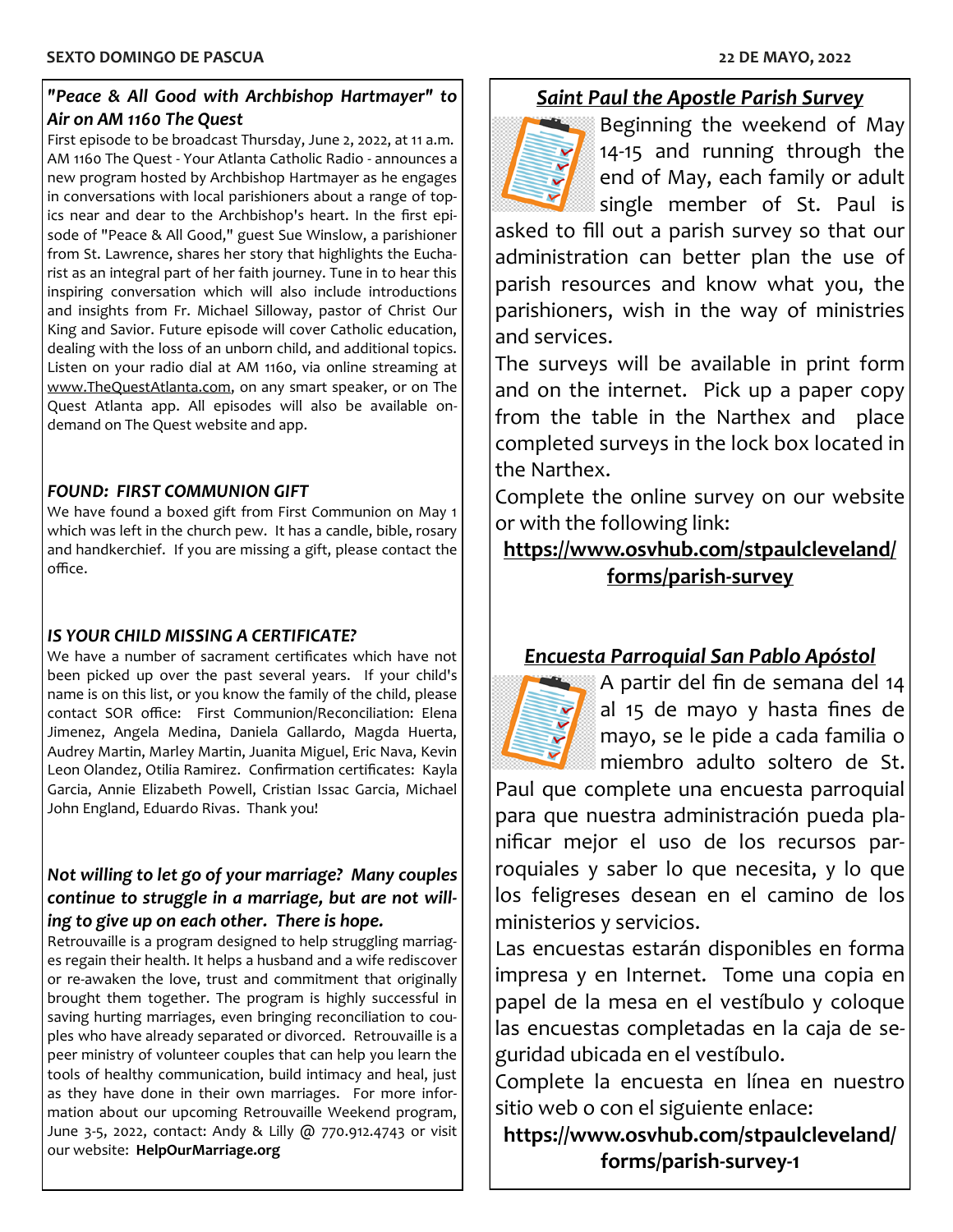### *"Peace & All Good with Archbishop Hartmayer" to Air on AM 1160 The Quest*

First episode to be broadcast Thursday, June 2, 2022, at 11 a.m. AM 1160 The Quest - Your Atlanta Catholic Radio - announces a new program hosted by Archbishop Hartmayer as he engages in conversations with local parishioners about a range of topics near and dear to the Archbishop's heart. In the first episode of "Peace & All Good," guest Sue Winslow, a parishioner from St. Lawrence, shares her story that highlights the Eucharist as an integral part of her faith journey. Tune in to hear this inspiring conversation which will also include introductions and insights from Fr. Michael Silloway, pastor of Christ Our King and Savior. Future episode will cover Catholic education, dealing with the loss of an unborn child, and additional topics. Listen on your radio dial at AM 1160, via online streaming at www.TheQuestAtlanta.com, on any smart speaker, or on The Quest Atlanta app. All episodes will also be available on-demand on The Quest website and app.

### *FOUND: FIRST COMMUNION GIFT*

We have found a boxed gift from First Communion on May 1 which was left in the church pew. It has a candle, bible, rosary and handkerchief. If you are missing a gift, please contact the office.

### *IS YOUR CHILD MISSING A CERTIFICATE?*

We have a number of sacrament certificates which have not been picked up over the past several years. If your child's name is on this list, or you know the family of the child, please contact SOR office: First Communion/Reconciliation: Elena Jimenez, Angela Medina, Daniela Gallardo, Magda Huerta, Audrey Martin, Marley Martin, Juanita Miguel, Eric Nava, Kevin Leon Olandez, Otilia Ramirez. Confirmation certificates: Kayla Garcia, Annie Elizabeth Powell, Cristian Issac Garcia, Michael John England, Eduardo Rivas. Thank you!

### *Not willing to let go of your marriage? Many couples continue to struggle in a marriage, but are not willing to give up on each other. There is hope.*

Retrouvaille is a program designed to help struggling marriages regain their health. It helps a husband and a wife rediscover or re-awaken the love, trust and commitment that originally brought them together. The program is highly successful in saving hurting marriages, even bringing reconciliation to couples who have already separated or divorced. Retrouvaille is a peer ministry of volunteer couples that can help you learn the tools of healthy communication, build intimacy and heal, just as they have done in their own marriages. For more information about our upcoming Retrouvaille Weekend program, June 3-5, 2022, contact: Andy & Lilly @ 770.912.4743 or visit our website: **HelpOurMarriage.org**

## ***Saint Paul the Apostle Parish Survey***

Beginning the weekend of May 14-15 and running through the end of May, each family or adult single member of St. Paul is asked to fill out a parish survey so that our administration can better plan the use of parish resources and know what you, the parishioners, wish in the way of ministries and services.

The surveys will be available in print form and on the internet. Pick up a paper copy from the table in the Narthex and place completed surveys in the lock box located in the Narthex.

Complete the online survey on our website or with the following link:

**https://www.osvhub.com/stpaulcleveland/forms/parish-survey**

## ***Encuesta Parroquial San Pablo Apóstol***

A partir del fin de semana del 14 al 15 de mayo y hasta fines de mayo, se le pide a cada familia o miembro adulto soltero de St. Paul que complete una encuesta parroquial para que nuestra administración pueda planificar mejor el uso de los recursos parroquiales y saber lo que necesita, y lo que los feligreses desean en el camino de los ministerios y servicios.

Las encuestas estarán disponibles en forma impresa y en Internet. Tome una copia en papel de la mesa en el vestíbulo y coloque las encuestas completadas en la caja de seguridad ubicada en el vestíbulo.

Complete la encuesta en línea en nuestro sitio web o con el siguiente enlace:

**https://www.osvhub.com/stpaulcleveland/forms/parish-survey-1**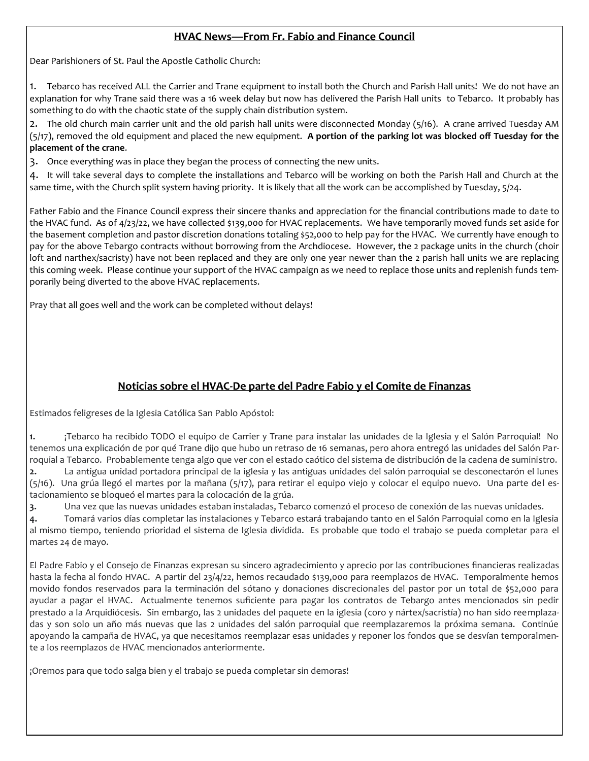## HVAC News—From Fr. Fabio and Finance Council

Dear Parishioners of St. Paul the Apostle Catholic Church:

1. Tebarco has received ALL the Carrier and Trane equipment to install both the Church and Parish Hall units! We do not have an explanation for why Trane said there was a 16 week delay but now has delivered the Parish Hall units to Tebarco. It probably has something to do with the chaotic state of the supply chain distribution system.
2. The old church main carrier unit and the old parish hall units were disconnected Monday (5/16). A crane arrived Tuesday AM (5/17), removed the old equipment and placed the new equipment. **A portion of the parking lot was blocked off Tuesday for the placement of the crane**.
3. Once everything was in place they began the process of connecting the new units.
4. It will take several days to complete the installations and Tebarco will be working on both the Parish Hall and Church at the same time, with the Church split system having priority. It is likely that all the work can be accomplished by Tuesday, 5/24.

Father Fabio and the Finance Council express their sincere thanks and appreciation for the financial contributions made to date to the HVAC fund. As of 4/23/22, we have collected $139,000 for HVAC replacements. We have temporarily moved funds set aside for the basement completion and pastor discretion donations totaling $52,000 to help pay for the HVAC. We currently have enough to pay for the above Tebargo contracts without borrowing from the Archdiocese. However, the 2 package units in the church (choir loft and narthex/sacristy) have not been replaced and they are only one year newer than the 2 parish hall units we are replacing this coming week. Please continue your support of the HVAC campaign as we need to replace those units and replenish funds temporarily being diverted to the above HVAC replacements.

Pray that all goes well and the work can be completed without delays!

## Noticias sobre el HVAC-De parte del Padre Fabio y el Comite de Finanzas

Estimados feligreses de la Iglesia Católica San Pablo Apóstol:

1. ¡Tebarco ha recibido TODO el equipo de Carrier y Trane para instalar las unidades de la Iglesia y el Salón Parroquial! No tenemos una explicación de por qué Trane dijo que hubo un retraso de 16 semanas, pero ahora entregó las unidades del Salón Parroquial a Tebarco. Probablemente tenga algo que ver con el estado caótico del sistema de distribución de la cadena de suministro.
2. La antigua unidad portadora principal de la iglesia y las antiguas unidades del salón parroquial se desconectarón el lunes (5/16). Una grúa llegó el martes por la mañana (5/17), para retirar el equipo viejo y colocar el equipo nuevo. Una parte del estacionamiento se bloqueó el martes para la colocación de la grúa.
3. Una vez que las nuevas unidades estaban instaladas, Tebarco comenzó el proceso de conexión de las nuevas unidades.
4. Tomará varios días completar las instalaciones y Tebarco estará trabajando tanto en el Salón Parroquial como en la Iglesia al mismo tiempo, teniendo prioridad el sistema de Iglesia dividida. Es probable que todo el trabajo se pueda completar para el martes 24 de mayo.

El Padre Fabio y el Consejo de Finanzas expresan su sincero agradecimiento y aprecio por las contribuciones financieras realizadas hasta la fecha al fondo HVAC. A partir del 23/4/22, hemos recaudado $139,000 para reemplazos de HVAC. Temporalmente hemos movido fondos reservados para la terminación del sótano y donaciones discrecionales del pastor por un total de $52,000 para ayudar a pagar el HVAC. Actualmente tenemos suficiente para pagar los contratos de Tebargo antes mencionados sin pedir prestado a la Arquidiócesis. Sin embargo, las 2 unidades del paquete en la iglesia (coro y nártex/sacristía) no han sido reemplazadas y son solo un año más nuevas que las 2 unidades del salón parroquial que reemplazaremos la próxima semana. Continúe apoyando la campaña de HVAC, ya que necesitamos reemplazar esas unidades y reponer los fondos que se desvían temporalmente a los reemplazos de HVAC mencionados anteriormente.

¡Oremos para que todo salga bien y el trabajo se pueda completar sin demoras!